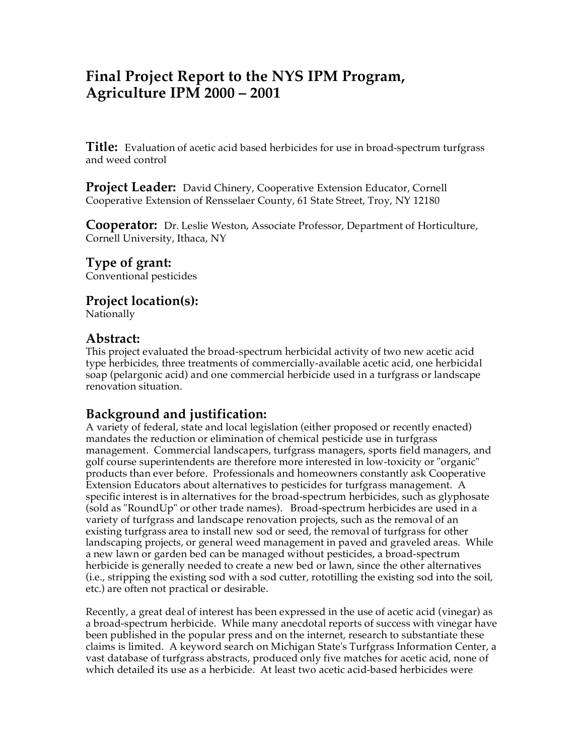# Final Project Report to the NYS IPM Program, Agriculture IPM 2000 – 2001

**Title:** Evaluation of acetic acid based herbicides for use in broad-spectrum turfgrass and weed control

**Project Leader:** David Chinery, Cooperative Extension Educator, Cornell Cooperative Extension of Rensselaer County, 61 State Street, Troy, NY 12180

**Cooperator:** Dr. Leslie Weston, Associate Professor, Department of Horticulture, Cornell University, Ithaca, NY

## Type of grant:

Conventional pesticides

## Project location(s):

Nationally

## Abstract:

This project evaluated the broad-spectrum herbicidal activity of two new acetic acid type herbicides, three treatments of commercially-available acetic acid, one herbicidal soap (pelargonic acid) and one commercial herbicide used in a turfgrass or landscape renovation situation.

## Background and justification:

A variety of federal, state and local legislation (either proposed or recently enacted) mandates the reduction or elimination of chemical pesticide use in turfgrass management. Commercial landscapers, turfgrass managers, sports field managers, and golf course superintendents are therefore more interested in low-toxicity or "organic" products than ever before. Professionals and homeowners constantly ask Cooperative Extension Educators about alternatives to pesticides for turfgrass management. A specific interest is in alternatives for the broad-spectrum herbicides, such as glyphosate (sold as "RoundUp" or other trade names). Broad-spectrum herbicides are used in a variety of turfgrass and landscape renovation projects, such as the removal of an existing turfgrass area to install new sod or seed, the removal of turfgrass for other landscaping projects, or general weed management in paved and graveled areas. While a new lawn or garden bed can be managed without pesticides, a broad-spectrum herbicide is generally needed to create a new bed or lawn, since the other alternatives (i.e., stripping the existing sod with a sod cutter, rototilling the existing sod into the soil, etc.) are often not practical or desirable.

Recently, a great deal of interest has been expressed in the use of acetic acid (vinegar) as a broad-spectrum herbicide. While many anecdotal reports of success with vinegar have been published in the popular press and on the internet, research to substantiate these claims is limited. A keyword search on Michigan State's Turfgrass Information Center, a vast database of turfgrass abstracts, produced only five matches for acetic acid, none of which detailed its use as a herbicide. At least two acetic acid-based herbicides were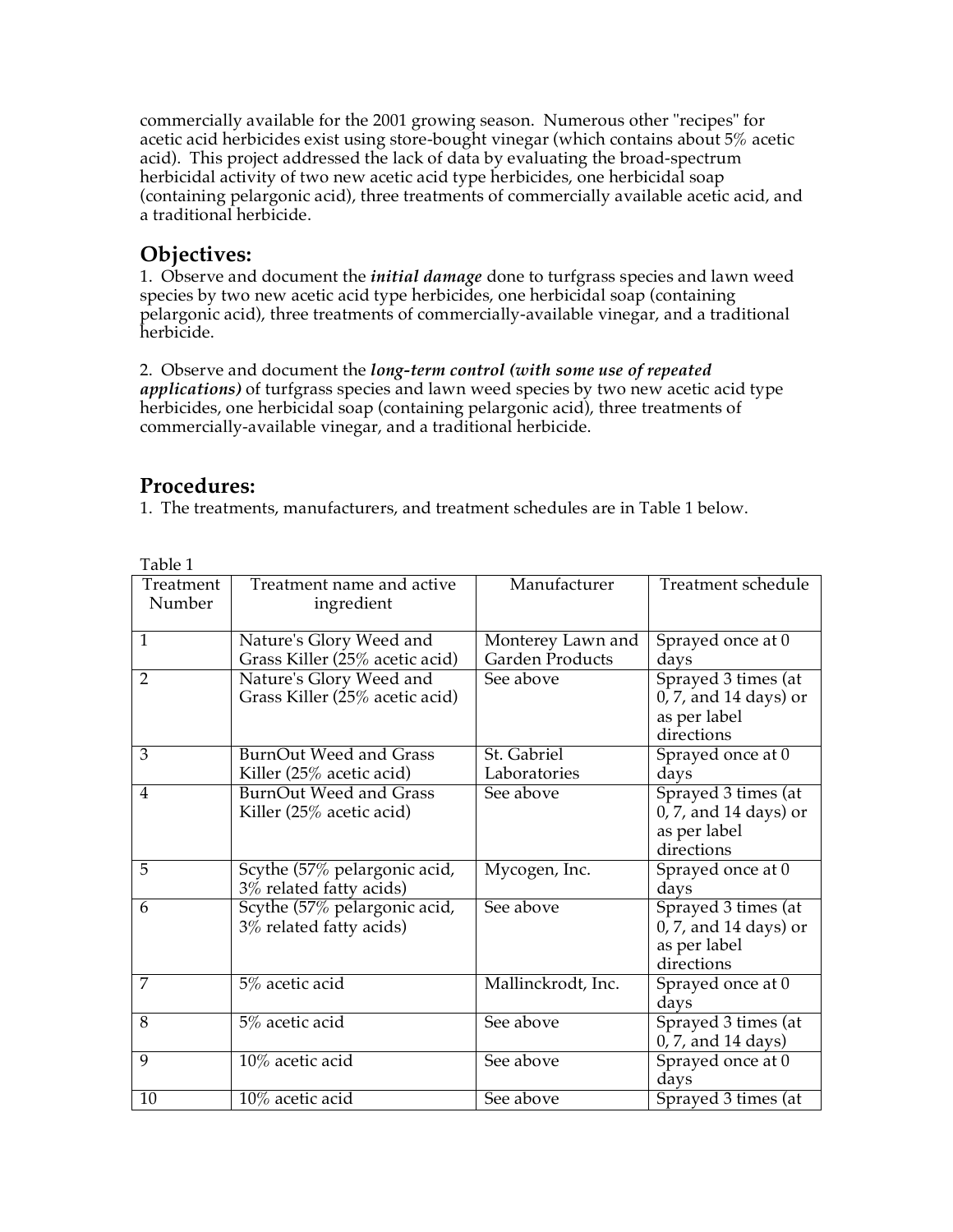commercially available for the 2001 growing season. Numerous other "recipes" for acetic acid herbicides exist using store-bought vinegar (which contains about 5% acetic acid). This project addressed the lack of data by evaluating the broad-spectrum herbicidal activity of two new acetic acid type herbicides, one herbicidal soap (containing pelargonic acid), three treatments of commercially available acetic acid, and a traditional herbicide.

## Objectives:

1. Observe and document the ***initial damage*** done to turfgrass species and lawn weed species by two new acetic acid type herbicides, one herbicidal soap (containing pelargonic acid), three treatments of commercially-available vinegar, and a traditional herbicide.

2. Observe and document the ***long-term control (with some use of repeated applications)*** of turfgrass species and lawn weed species by two new acetic acid type herbicides, one herbicidal soap (containing pelargonic acid), three treatments of commercially-available vinegar, and a traditional herbicide.

## Procedures:

1. The treatments, manufacturers, and treatment schedules are in Table 1 below.

Table 1

| Treatment Number | Treatment name and active ingredient | Manufacturer | Treatment schedule |
|---|---|---|---|
| 1 | Nature's Glory Weed and Grass Killer (25% acetic acid) | Monterey Lawn and Garden Products | Sprayed once at 0 days |
| 2 | Nature's Glory Weed and Grass Killer (25% acetic acid) | See above | Sprayed 3 times (at 0, 7, and 14 days) or as per label directions |
| 3 | BurnOut Weed and Grass Killer (25% acetic acid) | St. Gabriel Laboratories | Sprayed once at 0 days |
| 4 | BurnOut Weed and Grass Killer (25% acetic acid) | See above | Sprayed 3 times (at 0, 7, and 14 days) or as per label directions |
| 5 | Scythe (57% pelargonic acid, 3% related fatty acids) | Mycogen, Inc. | Sprayed once at 0 days |
| 6 | Scythe (57% pelargonic acid, 3% related fatty acids) | See above | Sprayed 3 times (at 0, 7, and 14 days) or as per label directions |
| 7 | 5% acetic acid | Mallinckrodt, Inc. | Sprayed once at 0 days |
| 8 | 5% acetic acid | See above | Sprayed 3 times (at 0, 7, and 14 days) |
| 9 | 10% acetic acid | See above | Sprayed once at 0 days |
| 10 | 10% acetic acid | See above | Sprayed 3 times (at |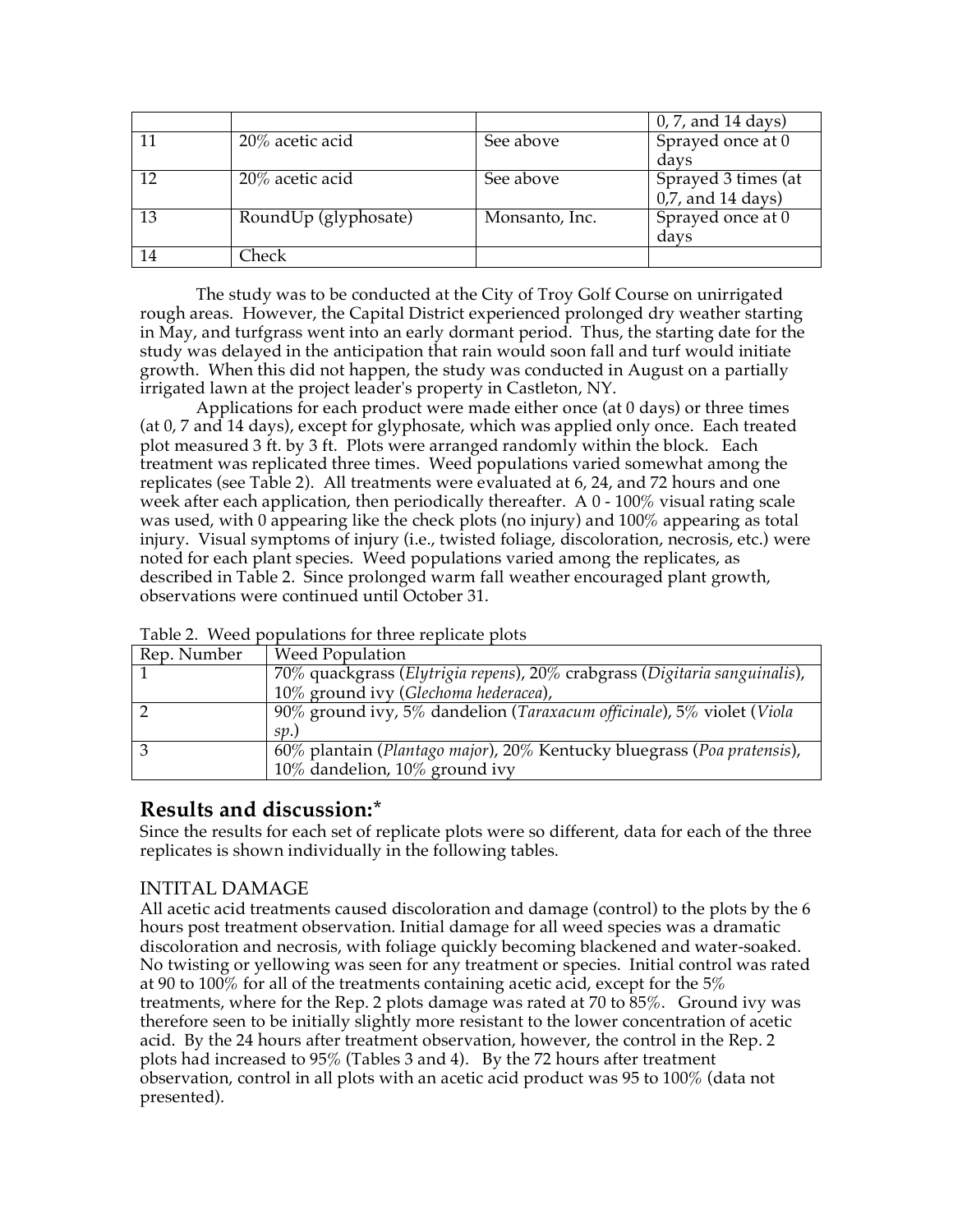|  |  |  | 0, 7, and 14 days) |
| --- | --- | --- | --- |
| 11 | 20% acetic acid | See above | Sprayed once at 0 days |
| 12 | 20% acetic acid | See above | Sprayed 3 times (at 0,7, and 14 days) |
| 13 | RoundUp (glyphosate) | Monsanto, Inc. | Sprayed once at 0 days |
| 14 | Check |  |  |

The study was to be conducted at the City of Troy Golf Course on unirrigated rough areas. However, the Capital District experienced prolonged dry weather starting in May, and turfgrass went into an early dormant period. Thus, the starting date for the study was delayed in the anticipation that rain would soon fall and turf would initiate growth. When this did not happen, the study was conducted in August on a partially irrigated lawn at the project leader's property in Castleton, NY.

Applications for each product were made either once (at 0 days) or three times (at 0, 7 and 14 days), except for glyphosate, which was applied only once. Each treated plot measured 3 ft. by 3 ft. Plots were arranged randomly within the block. Each treatment was replicated three times. Weed populations varied somewhat among the replicates (see Table 2). All treatments were evaluated at 6, 24, and 72 hours and one week after each application, then periodically thereafter. A 0 - 100% visual rating scale was used, with 0 appearing like the check plots (no injury) and 100% appearing as total injury. Visual symptoms of injury (i.e., twisted foliage, discoloration, necrosis, etc.) were noted for each plant species. Weed populations varied among the replicates, as described in Table 2. Since prolonged warm fall weather encouraged plant growth, observations were continued until October 31.

Table 2. Weed populations for three replicate plots

| Rep. Number | Weed Population |
| --- | --- |
| 1 | 70% quackgrass (*Elytrigia repens*), 20% crabgrass (*Digitaria sanguinalis*), 10% ground ivy (*Glechoma hederacea*), |
| 2 | 90% ground ivy, 5% dandelion (*Taraxacum officinale*), 5% violet (*Viola sp.*) |
| 3 | 60% plantain (*Plantago major*), 20% Kentucky bluegrass (*Poa pratensis*), 10% dandelion, 10% ground ivy |

## Results and discussion:*

Since the results for each set of replicate plots were so different, data for each of the three replicates is shown individually in the following tables.

### INTITAL DAMAGE

All acetic acid treatments caused discoloration and damage (control) to the plots by the 6 hours post treatment observation. Initial damage for all weed species was a dramatic discoloration and necrosis, with foliage quickly becoming blackened and water-soaked. No twisting or yellowing was seen for any treatment or species. Initial control was rated at 90 to 100% for all of the treatments containing acetic acid, except for the 5% treatments, where for the Rep. 2 plots damage was rated at 70 to 85%. Ground ivy was therefore seen to be initially slightly more resistant to the lower concentration of acetic acid. By the 24 hours after treatment observation, however, the control in the Rep. 2 plots had increased to 95% (Tables 3 and 4). By the 72 hours after treatment observation, control in all plots with an acetic acid product was 95 to 100% (data not presented).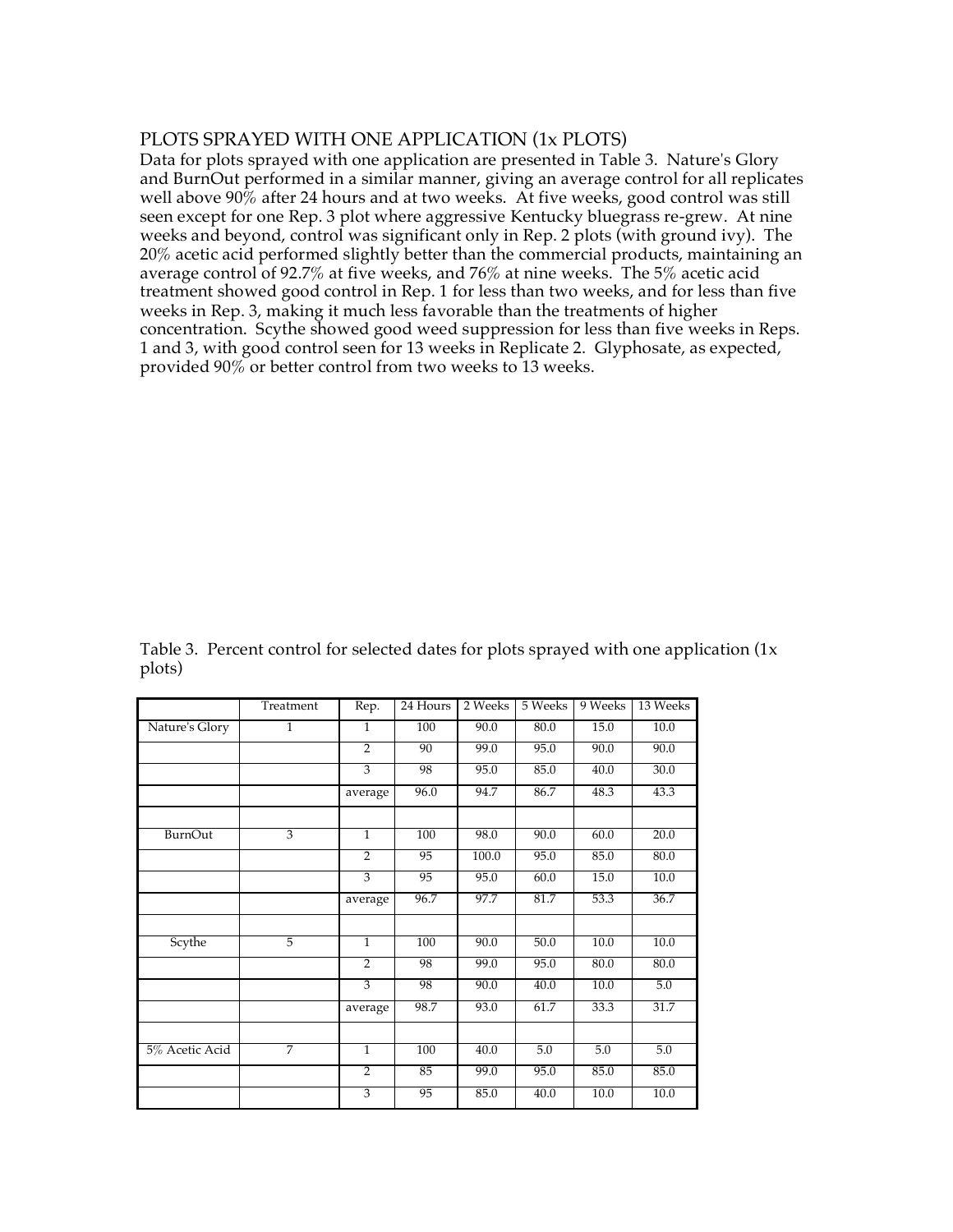## PLOTS SPRAYED WITH ONE APPLICATION (1x PLOTS)

Data for plots sprayed with one application are presented in Table 3. Nature's Glory and BurnOut performed in a similar manner, giving an average control for all replicates well above 90% after 24 hours and at two weeks. At five weeks, good control was still seen except for one Rep. 3 plot where aggressive Kentucky bluegrass re-grew. At nine weeks and beyond, control was significant only in Rep. 2 plots (with ground ivy). The 20% acetic acid performed slightly better than the commercial products, maintaining an average control of 92.7% at five weeks, and 76% at nine weeks. The 5% acetic acid treatment showed good control in Rep. 1 for less than two weeks, and for less than five weeks in Rep. 3, making it much less favorable than the treatments of higher concentration. Scythe showed good weed suppression for less than five weeks in Reps. 1 and 3, with good control seen for 13 weeks in Replicate 2. Glyphosate, as expected, provided 90% or better control from two weeks to 13 weeks.

Table 3. Percent control for selected dates for plots sprayed with one application (1x plots)

| | Treatment | Rep. | 24 Hours | 2 Weeks | 5 Weeks | 9 Weeks | 13 Weeks |
|---|---|---|---|---|---|---|---|
| Nature's Glory | 1 | 1 | 100 | 90.0 | 80.0 | 15.0 | 10.0 |
| | | 2 | 90 | 99.0 | 95.0 | 90.0 | 90.0 |
| | | 3 | 98 | 95.0 | 85.0 | 40.0 | 30.0 |
| | | average | 96.0 | 94.7 | 86.7 | 48.3 | 43.3 |
| | | | | | | | |
| BurnOut | 3 | 1 | 100 | 98.0 | 90.0 | 60.0 | 20.0 |
| | | 2 | 95 | 100.0 | 95.0 | 85.0 | 80.0 |
| | | 3 | 95 | 95.0 | 60.0 | 15.0 | 10.0 |
| | | average | 96.7 | 97.7 | 81.7 | 53.3 | 36.7 |
| | | | | | | | |
| Scythe | 5 | 1 | 100 | 90.0 | 50.0 | 10.0 | 10.0 |
| | | 2 | 98 | 99.0 | 95.0 | 80.0 | 80.0 |
| | | 3 | 98 | 90.0 | 40.0 | 10.0 | 5.0 |
| | | average | 98.7 | 93.0 | 61.7 | 33.3 | 31.7 |
| | | | | | | | |
| 5% Acetic Acid | 7 | 1 | 100 | 40.0 | 5.0 | 5.0 | 5.0 |
| | | 2 | 85 | 99.0 | 95.0 | 85.0 | 85.0 |
| | | 3 | 95 | 85.0 | 40.0 | 10.0 | 10.0 |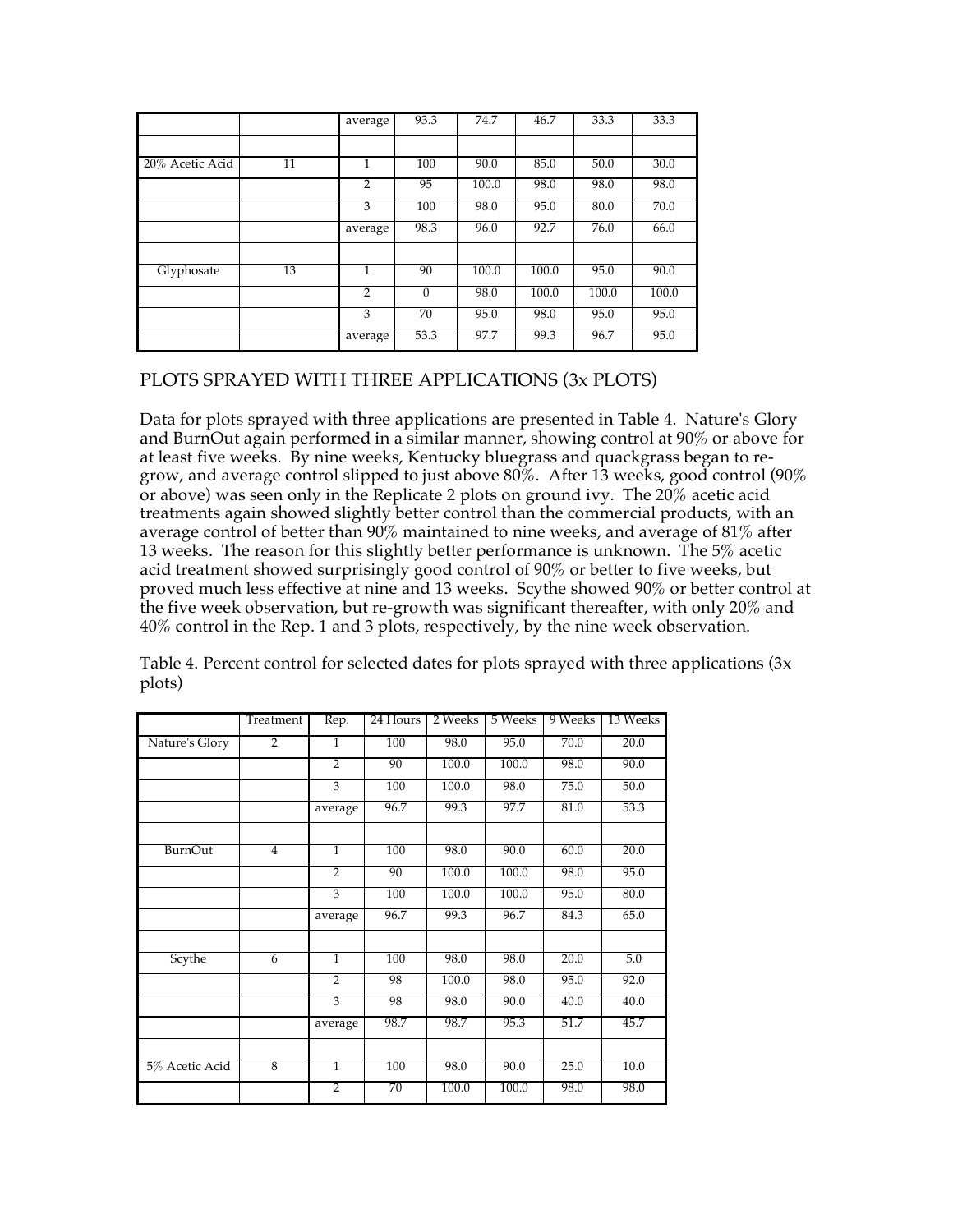| | | average | 93.3 | 74.7 | 46.7 | 33.3 | 33.3 |
|---|---|---|---|---|---|---|---|
| | | | | | | | |
| 20% Acetic Acid | 11 | 1 | 100 | 90.0 | 85.0 | 50.0 | 30.0 |
| | | 2 | 95 | 100.0 | 98.0 | 98.0 | 98.0 |
| | | 3 | 100 | 98.0 | 95.0 | 80.0 | 70.0 |
| | | average | 98.3 | 96.0 | 92.7 | 76.0 | 66.0 |
| | | | | | | | |
| Glyphosate | 13 | 1 | 90 | 100.0 | 100.0 | 95.0 | 90.0 |
| | | 2 | 0 | 98.0 | 100.0 | 100.0 | 100.0 |
| | | 3 | 70 | 95.0 | 98.0 | 95.0 | 95.0 |
| | | average | 53.3 | 97.7 | 99.3 | 96.7 | 95.0 |

## PLOTS SPRAYED WITH THREE APPLICATIONS (3x PLOTS)

Data for plots sprayed with three applications are presented in Table 4. Nature's Glory and BurnOut again performed in a similar manner, showing control at 90% or above for at least five weeks. By nine weeks, Kentucky bluegrass and quackgrass began to re-grow, and average control slipped to just above 80%. After 13 weeks, good control (90% or above) was seen only in the Replicate 2 plots on ground ivy. The 20% acetic acid treatments again showed slightly better control than the commercial products, with an average control of better than 90% maintained to nine weeks, and average of 81% after 13 weeks. The reason for this slightly better performance is unknown. The 5% acetic acid treatment showed surprisingly good control of 90% or better to five weeks, but proved much less effective at nine and 13 weeks. Scythe showed 90% or better control at the five week observation, but re-growth was significant thereafter, with only 20% and 40% control in the Rep. 1 and 3 plots, respectively, by the nine week observation.

Table 4. Percent control for selected dates for plots sprayed with three applications (3x plots)

| | Treatment | Rep. | 24 Hours | 2 Weeks | 5 Weeks | 9 Weeks | 13 Weeks |
|---|---|---|---|---|---|---|---|
| Nature's Glory | 2 | 1 | 100 | 98.0 | 95.0 | 70.0 | 20.0 |
| | | 2 | 90 | 100.0 | 100.0 | 98.0 | 90.0 |
| | | 3 | 100 | 100.0 | 98.0 | 75.0 | 50.0 |
| | | average | 96.7 | 99.3 | 97.7 | 81.0 | 53.3 |
| | | | | | | | |
| BurnOut | 4 | 1 | 100 | 98.0 | 90.0 | 60.0 | 20.0 |
| | | 2 | 90 | 100.0 | 100.0 | 98.0 | 95.0 |
| | | 3 | 100 | 100.0 | 100.0 | 95.0 | 80.0 |
| | | average | 96.7 | 99.3 | 96.7 | 84.3 | 65.0 |
| | | | | | | | |
| Scythe | 6 | 1 | 100 | 98.0 | 98.0 | 20.0 | 5.0 |
| | | 2 | 98 | 100.0 | 98.0 | 95.0 | 92.0 |
| | | 3 | 98 | 98.0 | 90.0 | 40.0 | 40.0 |
| | | average | 98.7 | 98.7 | 95.3 | 51.7 | 45.7 |
| | | | | | | | |
| 5% Acetic Acid | 8 | 1 | 100 | 98.0 | 90.0 | 25.0 | 10.0 |
| | | 2 | 70 | 100.0 | 100.0 | 98.0 | 98.0 |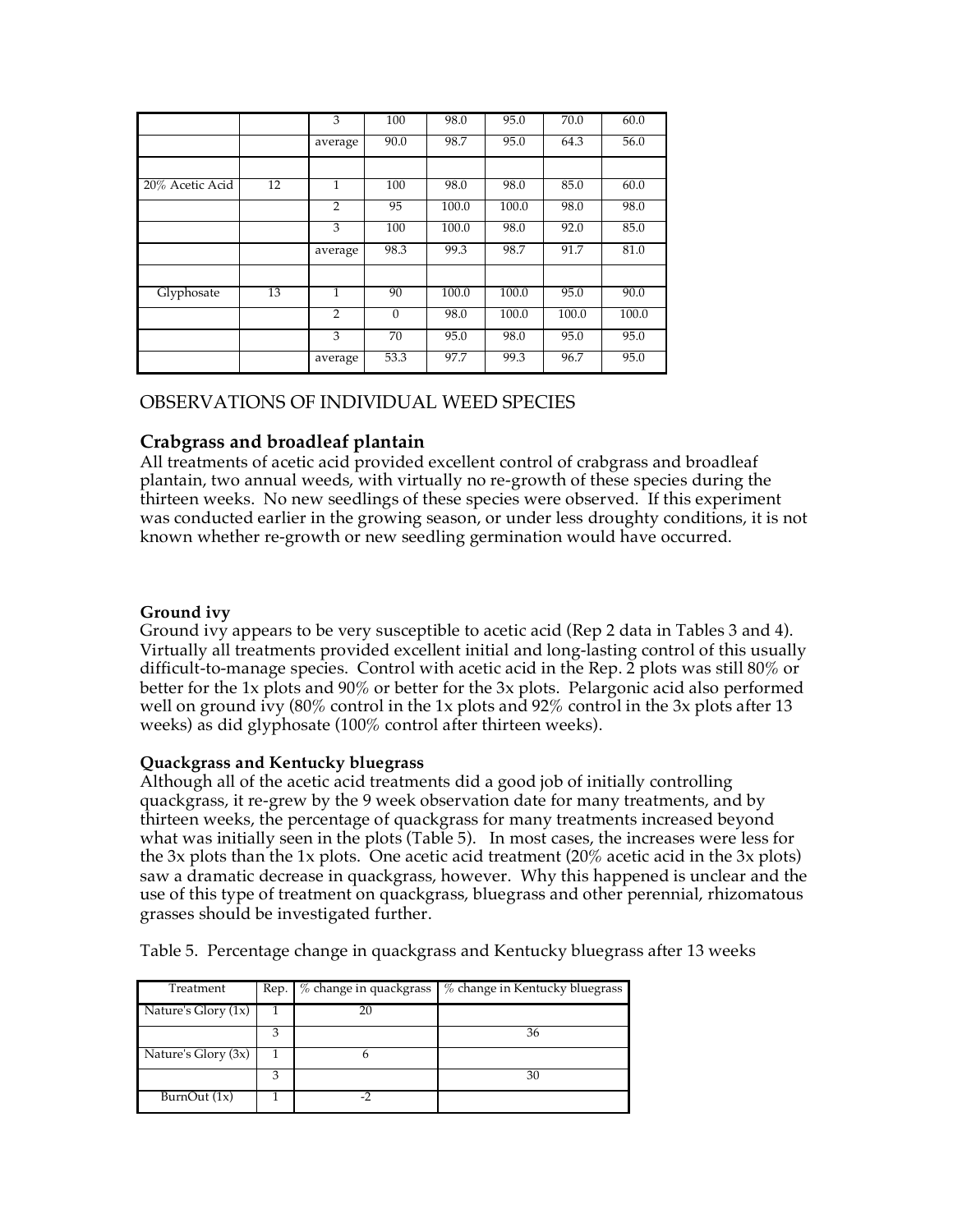|  |  | 3 | 100 | 98.0 | 95.0 | 70.0 | 60.0 |
|---|---|---|---|---|---|---|---|
|  |  | average | 90.0 | 98.7 | 95.0 | 64.3 | 56.0 |
|  |  |  |  |  |  |  |  |
| 20% Acetic Acid | 12 | 1 | 100 | 98.0 | 98.0 | 85.0 | 60.0 |
|  |  | 2 | 95 | 100.0 | 100.0 | 98.0 | 98.0 |
|  |  | 3 | 100 | 100.0 | 98.0 | 92.0 | 85.0 |
|  |  | average | 98.3 | 99.3 | 98.7 | 91.7 | 81.0 |
|  |  |  |  |  |  |  |  |
| Glyphosate | 13 | 1 | 90 | 100.0 | 100.0 | 95.0 | 90.0 |
|  |  | 2 | 0 | 98.0 | 100.0 | 100.0 | 100.0 |
|  |  | 3 | 70 | 95.0 | 98.0 | 95.0 | 95.0 |
|  |  | average | 53.3 | 97.7 | 99.3 | 96.7 | 95.0 |

## OBSERVATIONS OF INDIVIDUAL WEED SPECIES

### Crabgrass and broadleaf plantain

All treatments of acetic acid provided excellent control of crabgrass and broadleaf plantain, two annual weeds, with virtually no re-growth of these species during the thirteen weeks. No new seedlings of these species were observed. If this experiment was conducted earlier in the growing season, or under less droughty conditions, it is not known whether re-growth or new seedling germination would have occurred.

### Ground ivy

Ground ivy appears to be very susceptible to acetic acid (Rep 2 data in Tables 3 and 4). Virtually all treatments provided excellent initial and long-lasting control of this usually difficult-to-manage species. Control with acetic acid in the Rep. 2 plots was still 80% or better for the 1x plots and 90% or better for the 3x plots. Pelargonic acid also performed well on ground ivy (80% control in the 1x plots and 92% control in the 3x plots after 13 weeks) as did glyphosate (100% control after thirteen weeks).

### Quackgrass and Kentucky bluegrass

Although all of the acetic acid treatments did a good job of initially controlling quackgrass, it re-grew by the 9 week observation date for many treatments, and by thirteen weeks, the percentage of quackgrass for many treatments increased beyond what was initially seen in the plots (Table 5). In most cases, the increases were less for the 3x plots than the 1x plots. One acetic acid treatment (20% acetic acid in the 3x plots) saw a dramatic decrease in quackgrass, however. Why this happened is unclear and the use of this type of treatment on quackgrass, bluegrass and other perennial, rhizomatous grasses should be investigated further.

Table 5. Percentage change in quackgrass and Kentucky bluegrass after 13 weeks

| Treatment | Rep. | % change in quackgrass | % change in Kentucky bluegrass |
|---|---|---|---|
| Nature's Glory (1x) | 1 | 20 |  |
|  | 3 |  | 36 |
| Nature's Glory (3x) | 1 | 6 |  |
|  | 3 |  | 30 |
| BurnOut (1x) | 1 | -2 |  |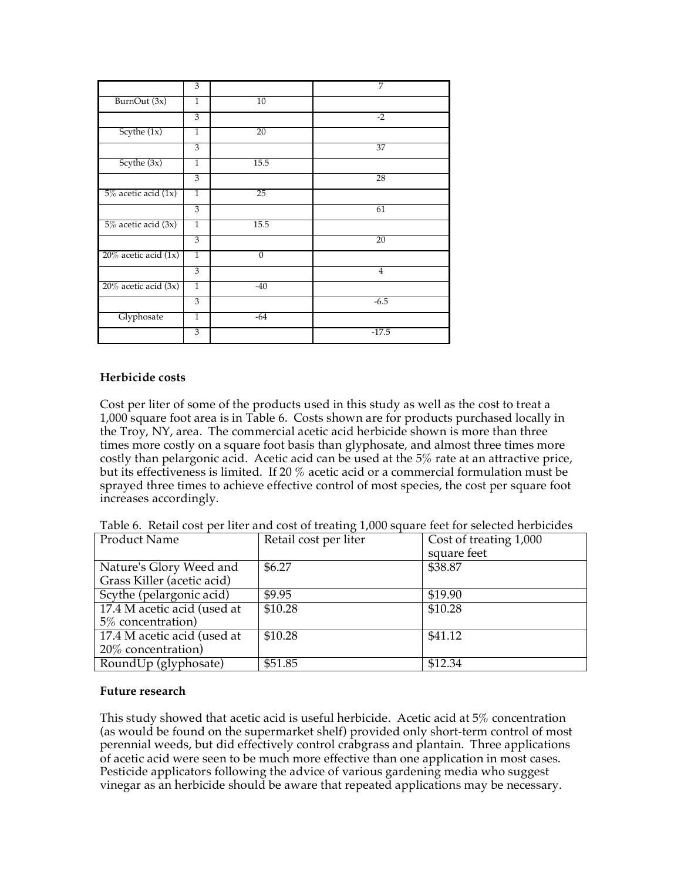| | 3 | | 7 |
|---|---|---|---|
| BurnOut (3x) | 1 | 10 | |
| | 3 | | -2 |
| Scythe (1x) | 1 | 20 | |
| | 3 | | 37 |
| Scythe (3x) | 1 | 15.5 | |
| | 3 | | 28 |
| 5% acetic acid (1x) | 1 | 25 | |
| | 3 | | 61 |
| 5% acetic acid (3x) | 1 | 15.5 | |
| | 3 | | 20 |
| 20% acetic acid (1x) | 1 | 0 | |
| | 3 | | 4 |
| 20% acetic acid (3x) | 1 | -40 | |
| | 3 | | -6.5 |
| Glyphosate | 1 | -64 | |
| | 3 | | -17.5 |

**Herbicide costs**

Cost per liter of some of the products used in this study as well as the cost to treat a 1,000 square foot area is in Table 6. Costs shown are for products purchased locally in the Troy, NY, area. The commercial acetic acid herbicide shown is more than three times more costly on a square foot basis than glyphosate, and almost three times more costly than pelargonic acid. Acetic acid can be used at the 5% rate at an attractive price, but its effectiveness is limited. If 20 % acetic acid or a commercial formulation must be sprayed three times to achieve effective control of most species, the cost per square foot increases accordingly.

Table 6. Retail cost per liter and cost of treating 1,000 square feet for selected herbicides

| Product Name | Retail cost per liter | Cost of treating 1,000 square feet |
|---|---|---|
| Nature's Glory Weed and Grass Killer (acetic acid) | $6.27 | $38.87 |
| Scythe (pelargonic acid) | $9.95 | $19.90 |
| 17.4 M acetic acid (used at 5% concentration) | $10.28 | $10.28 |
| 17.4 M acetic acid (used at 20% concentration) | $10.28 | $41.12 |
| RoundUp (glyphosate) | $51.85 | $12.34 |

**Future research**

This study showed that acetic acid is useful herbicide. Acetic acid at 5% concentration (as would be found on the supermarket shelf) provided only short-term control of most perennial weeds, but did effectively control crabgrass and plantain. Three applications of acetic acid were seen to be much more effective than one application in most cases. Pesticide applicators following the advice of various gardening media who suggest vinegar as an herbicide should be aware that repeated applications may be necessary.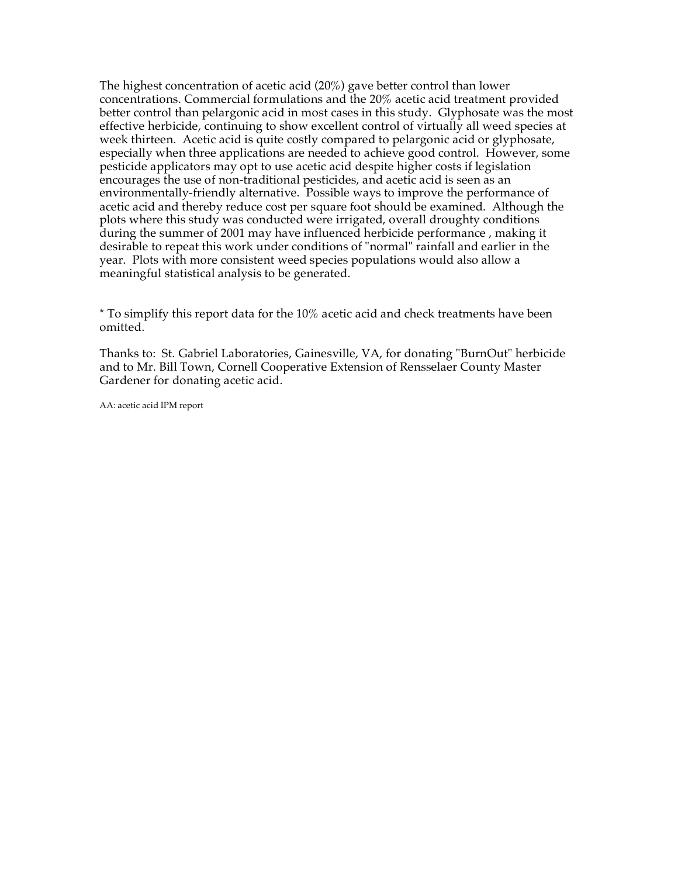The highest concentration of acetic acid (20%) gave better control than lower concentrations. Commercial formulations and the 20% acetic acid treatment provided better control than pelargonic acid in most cases in this study. Glyphosate was the most effective herbicide, continuing to show excellent control of virtually all weed species at week thirteen. Acetic acid is quite costly compared to pelargonic acid or glyphosate, especially when three applications are needed to achieve good control. However, some pesticide applicators may opt to use acetic acid despite higher costs if legislation encourages the use of non-traditional pesticides, and acetic acid is seen as an environmentally-friendly alternative. Possible ways to improve the performance of acetic acid and thereby reduce cost per square foot should be examined. Although the plots where this study was conducted were irrigated, overall droughty conditions during the summer of 2001 may have influenced herbicide performance , making it desirable to repeat this work under conditions of "normal" rainfall and earlier in the year. Plots with more consistent weed species populations would also allow a meaningful statistical analysis to be generated.

* To simplify this report data for the 10% acetic acid and check treatments have been omitted.

Thanks to: St. Gabriel Laboratories, Gainesville, VA, for donating "BurnOut" herbicide and to Mr. Bill Town, Cornell Cooperative Extension of Rensselaer County Master Gardener for donating acetic acid.

AA: acetic acid IPM report